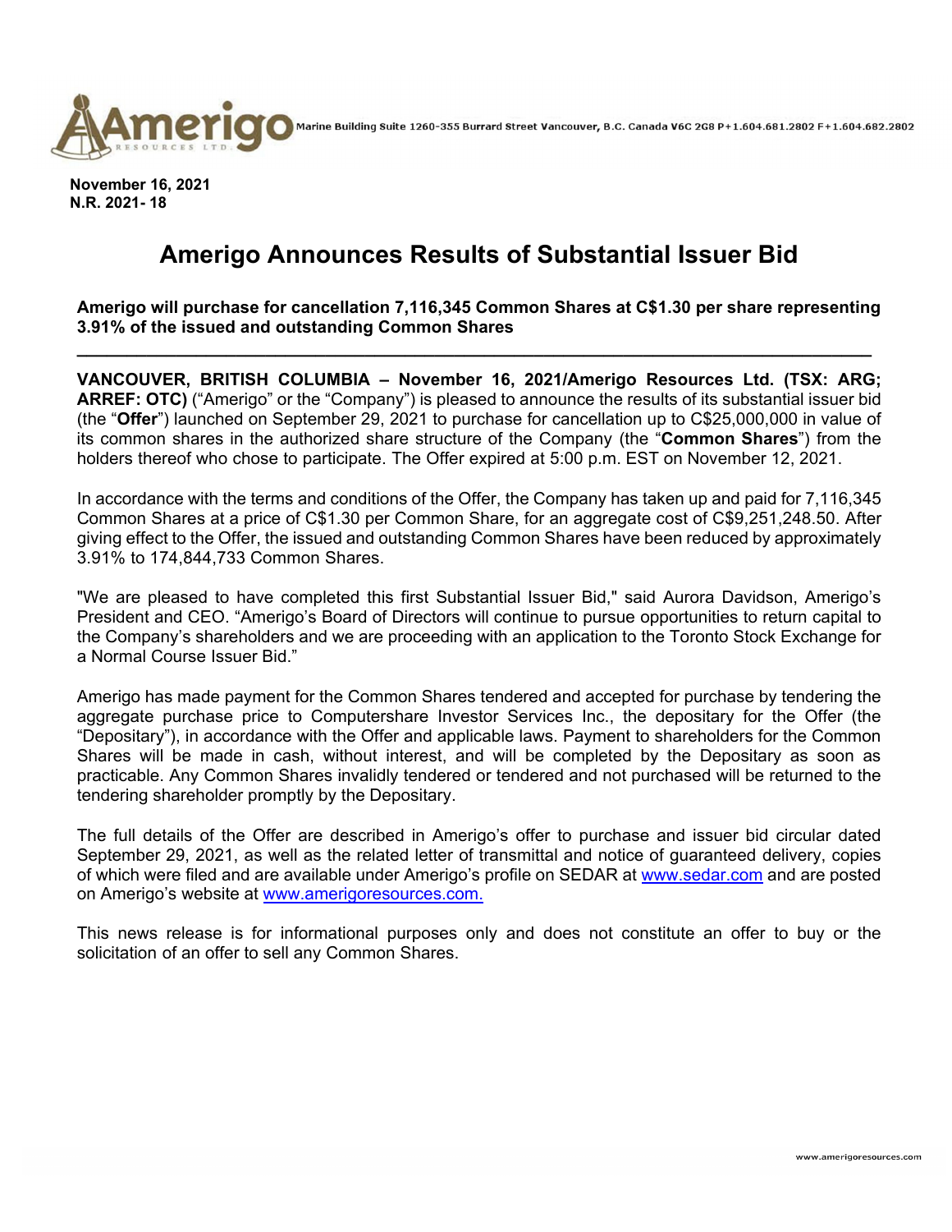Marine Building Suite 1260-355 Burrard Street Vancouver, B.C. Canada V6C 2G8 P+1.604.681.2802 F+1.604.682.2802

**November 16, 2021**
**N.R. 2021- 18**

# Amerigo Announces Results of Substantial Issuer Bid

**Amerigo will purchase for cancellation 7,116,345 Common Shares at C$1.30 per share representing 3.91% of the issued and outstanding Common Shares**

---

**VANCOUVER, BRITISH COLUMBIA – November 16, 2021/Amerigo Resources Ltd. (TSX: ARG; ARREF: OTC)** ("Amerigo" or the "Company") is pleased to announce the results of its substantial issuer bid (the "**Offer**") launched on September 29, 2021 to purchase for cancellation up to C$25,000,000 in value of its common shares in the authorized share structure of the Company (the "**Common Shares**") from the holders thereof who chose to participate. The Offer expired at 5:00 p.m. EST on November 12, 2021.

In accordance with the terms and conditions of the Offer, the Company has taken up and paid for 7,116,345 Common Shares at a price of C$1.30 per Common Share, for an aggregate cost of C$9,251,248.50. After giving effect to the Offer, the issued and outstanding Common Shares have been reduced by approximately 3.91% to 174,844,733 Common Shares.

"We are pleased to have completed this first Substantial Issuer Bid," said Aurora Davidson, Amerigo's President and CEO. "Amerigo's Board of Directors will continue to pursue opportunities to return capital to the Company's shareholders and we are proceeding with an application to the Toronto Stock Exchange for a Normal Course Issuer Bid."

Amerigo has made payment for the Common Shares tendered and accepted for purchase by tendering the aggregate purchase price to Computershare Investor Services Inc., the depositary for the Offer (the "Depositary"), in accordance with the Offer and applicable laws. Payment to shareholders for the Common Shares will be made in cash, without interest, and will be completed by the Depositary as soon as practicable. Any Common Shares invalidly tendered or tendered and not purchased will be returned to the tendering shareholder promptly by the Depositary.

The full details of the Offer are described in Amerigo's offer to purchase and issuer bid circular dated September 29, 2021, as well as the related letter of transmittal and notice of guaranteed delivery, copies of which were filed and are available under Amerigo's profile on SEDAR at www.sedar.com and are posted on Amerigo's website at www.amerigoresources.com.

This news release is for informational purposes only and does not constitute an offer to buy or the solicitation of an offer to sell any Common Shares.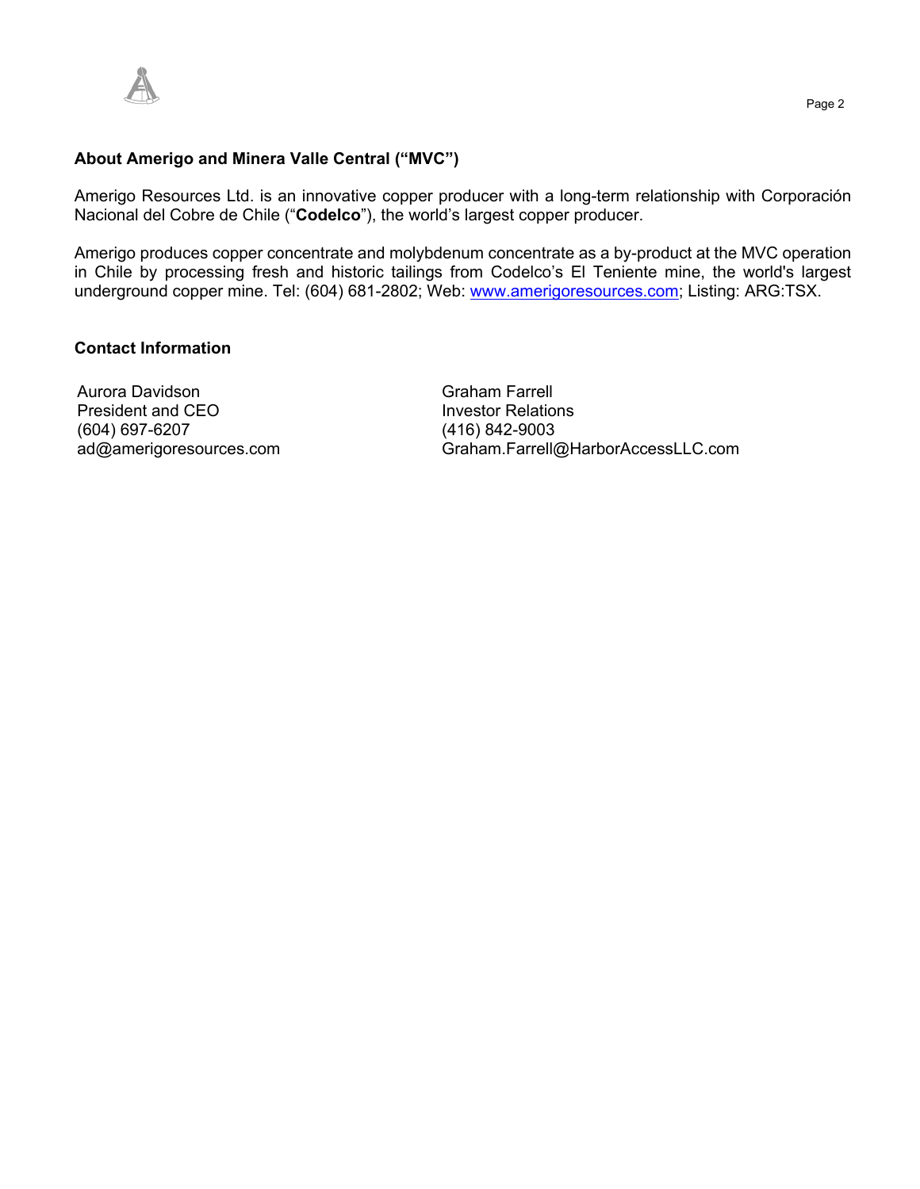**About Amerigo and Minera Valle Central ("MVC")**

Amerigo Resources Ltd. is an innovative copper producer with a long-term relationship with Corporación Nacional del Cobre de Chile ("**Codelco**"), the world's largest copper producer.

Amerigo produces copper concentrate and molybdenum concentrate as a by-product at the MVC operation in Chile by processing fresh and historic tailings from Codelco's El Teniente mine, the world's largest underground copper mine. Tel: (604) 681-2802; Web: www.amerigoresources.com; Listing: ARG:TSX.

**Contact Information**

| | |
|---|---|
| Aurora Davidson | Graham Farrell |
| President and CEO | Investor Relations |
| (604) 697-6207 | (416) 842-9003 |
| ad@amerigoresources.com | Graham.Farrell@HarborAccessLLC.com |